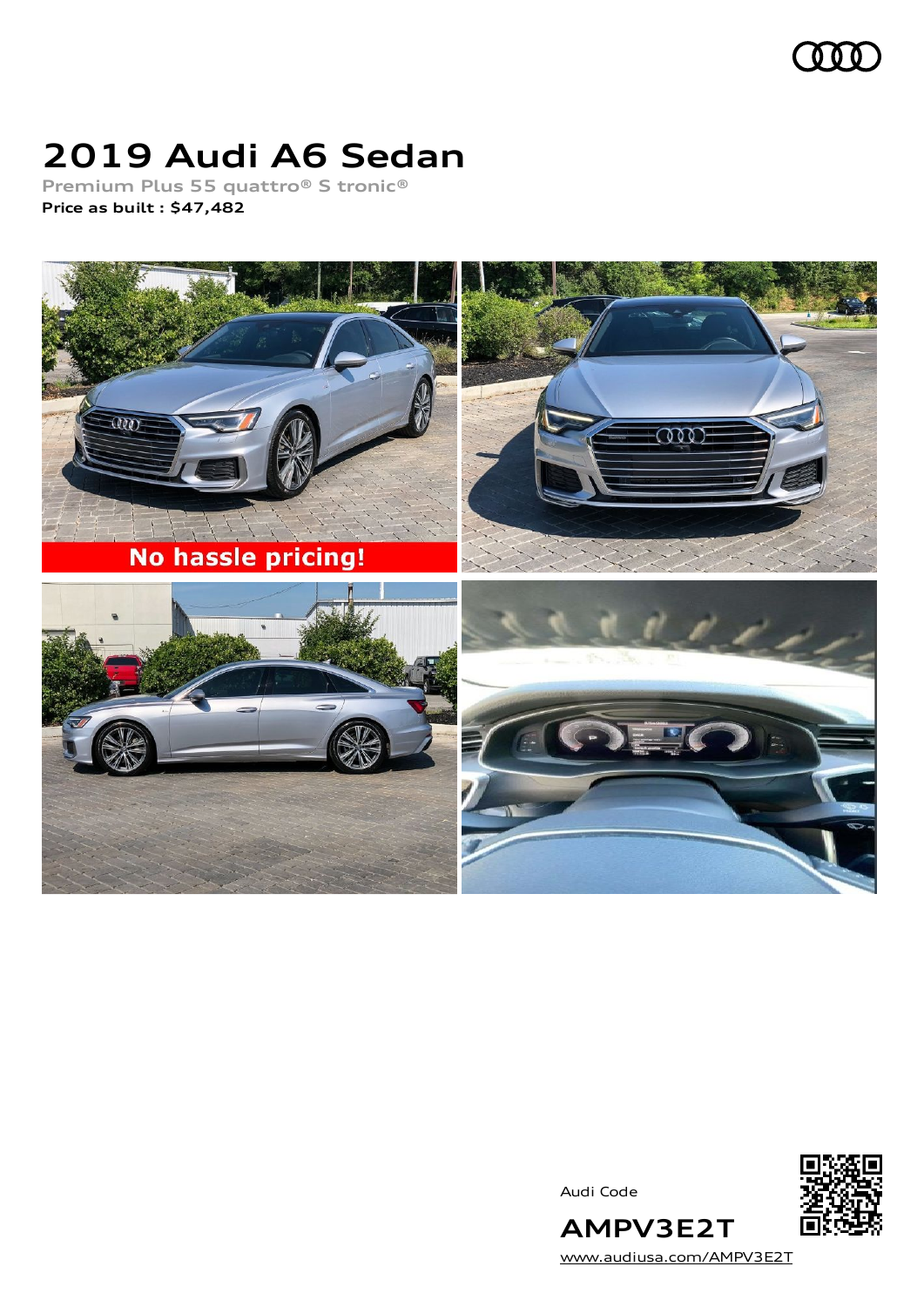# 2019 Audi A6 Sedan

Premium Plus 55 quattro® S tronic®

**Price as built : $47,482**

Audi Code

**AMPV3E2T**

www.audiusa.com/AMPV3E2T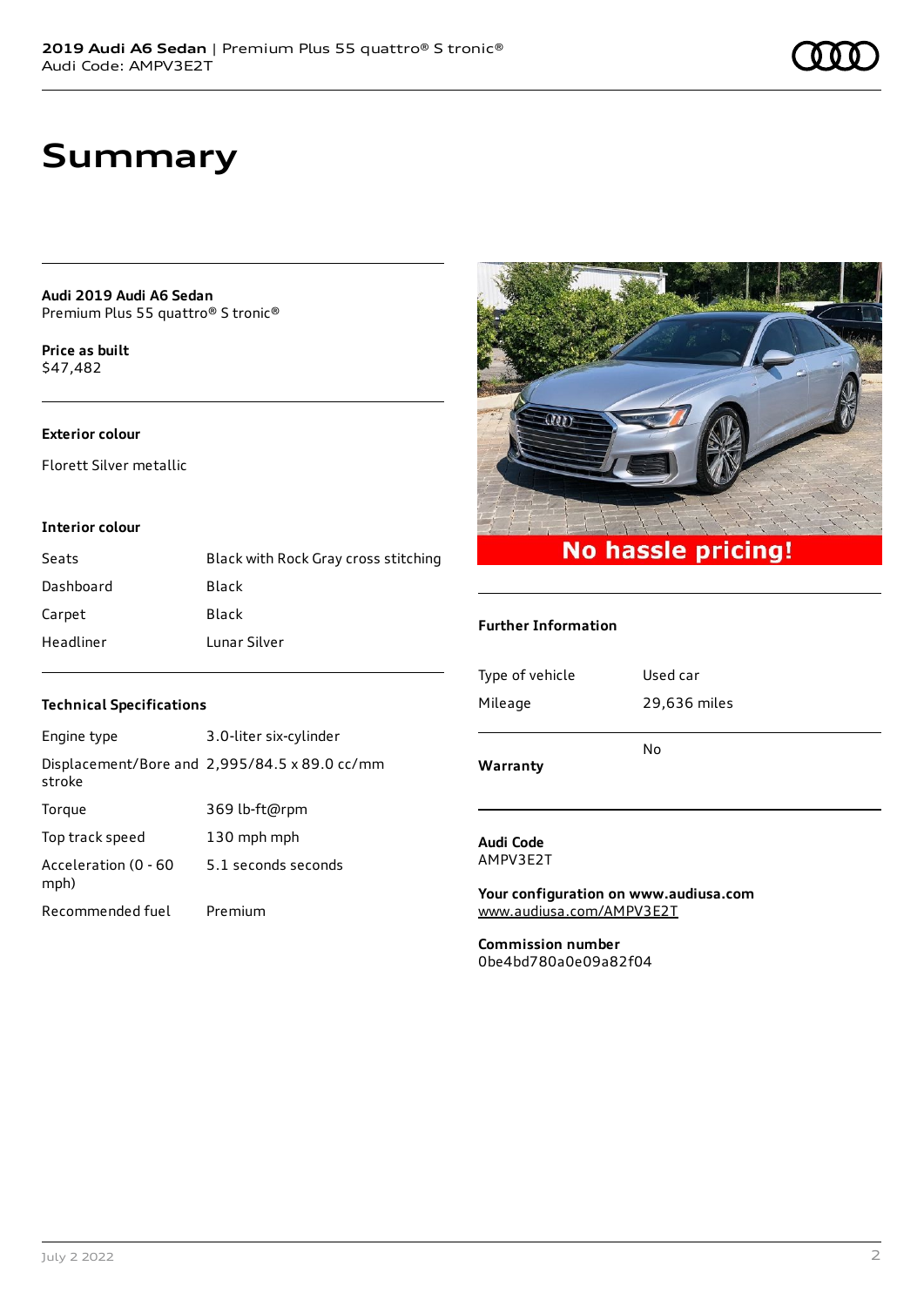# Summary

**Audi 2019 Audi A6 Sedan**
Premium Plus 55 quattro® S tronic®

**Price as built**
$47,482

### Exterior colour

Florett Silver metallic

### Interior colour

| | |
|---|---|
| Seats | Black with Rock Gray cross stitching |
| Dashboard | Black |
| Carpet | Black |
| Headliner | Lunar Silver |

### Technical Specifications

| | |
|---|---|
| Engine type | 3.0-liter six-cylinder |
| Displacement/Bore and stroke | 2,995/84.5 x 89.0 cc/mm |
| Torque | 369 lb-ft@rpm |
| Top track speed | 130 mph mph |
| Acceleration (0 - 60 mph) | 5.1 seconds seconds |
| Recommended fuel | Premium |

No hassle pricing!

### Further Information

| | |
|---|---|
| Type of vehicle | Used car |
| Mileage | 29,636 miles |
| **Warranty** | No |

**Audi Code**
AMPV3E2T

**Your configuration on www.audiusa.com**
www.audiusa.com/AMPV3E2T

**Commission number**
0be4bd780a0e09a82f04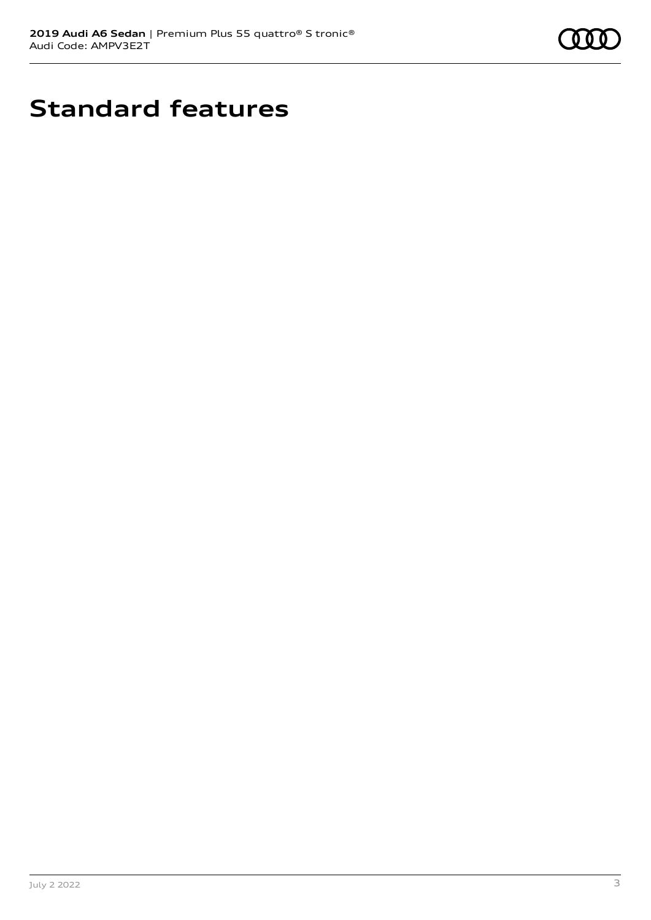# Standard features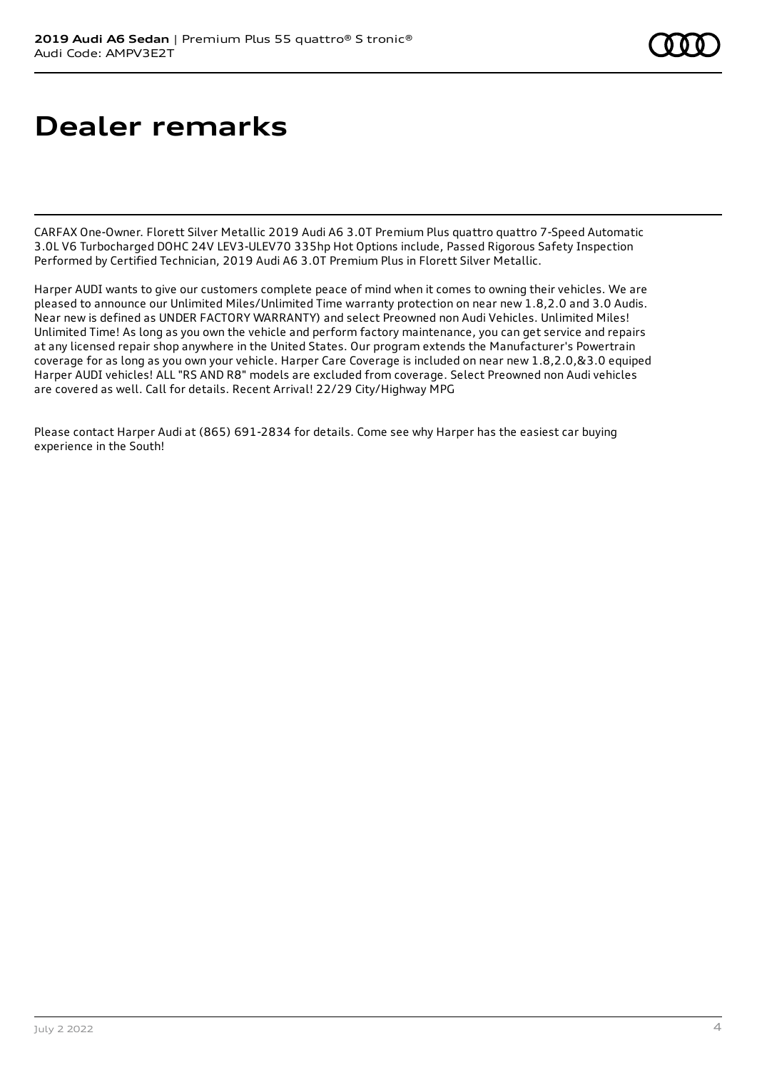# Dealer remarks

CARFAX One-Owner. Florett Silver Metallic 2019 Audi A6 3.0T Premium Plus quattro quattro 7-Speed Automatic 3.0L V6 Turbocharged DOHC 24V LEV3-ULEV70 335hp Hot Options include, Passed Rigorous Safety Inspection Performed by Certified Technician, 2019 Audi A6 3.0T Premium Plus in Florett Silver Metallic.

Harper AUDI wants to give our customers complete peace of mind when it comes to owning their vehicles. We are pleased to announce our Unlimited Miles/Unlimited Time warranty protection on near new 1.8,2.0 and 3.0 Audis. Near new is defined as UNDER FACTORY WARRANTY) and select Preowned non Audi Vehicles. Unlimited Miles! Unlimited Time! As long as you own the vehicle and perform factory maintenance, you can get service and repairs at any licensed repair shop anywhere in the United States. Our program extends the Manufacturer's Powertrain coverage for as long as you own your vehicle. Harper Care Coverage is included on near new 1.8,2.0,&3.0 equiped Harper AUDI vehicles! ALL "RS AND R8" models are excluded from coverage. Select Preowned non Audi vehicles are covered as well. Call for details. Recent Arrival! 22/29 City/Highway MPG

Please contact Harper Audi at (865) 691-2834 for details. Come see why Harper has the easiest car buying experience in the South!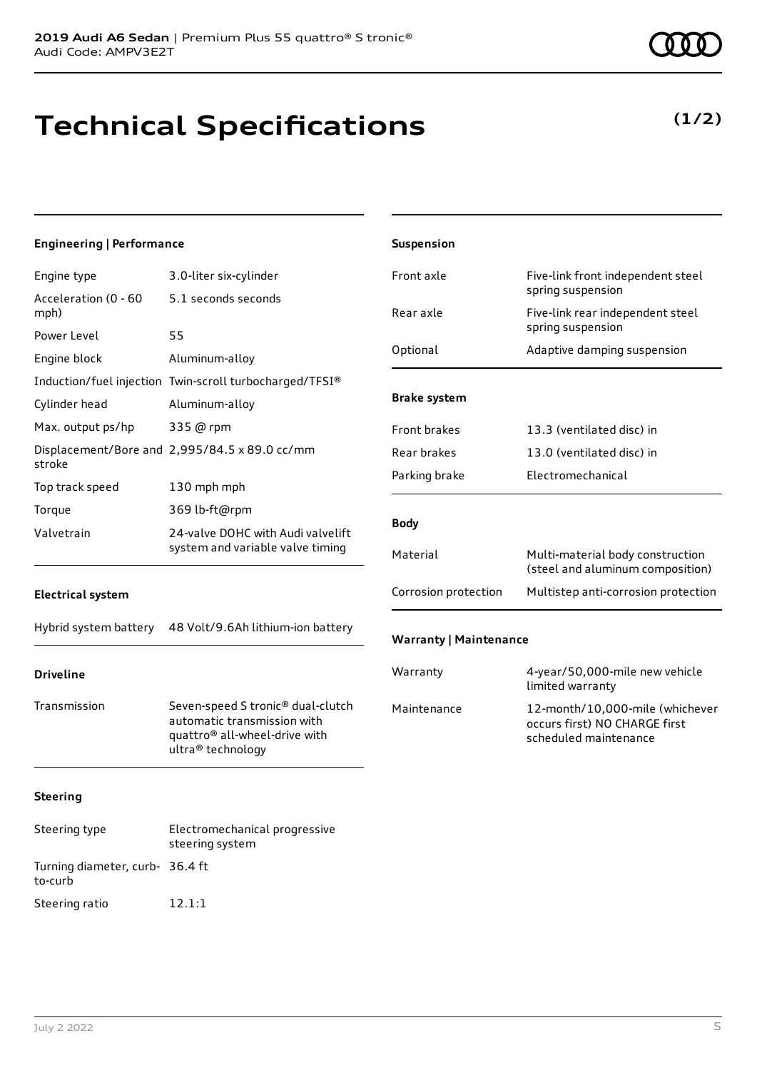**2019 Audi A6 Sedan** | Premium Plus 55 quattro® S tronic®
Audi Code: AMPV3E2T

# Technical Specifications

**(1/2)**

### Engineering | Performance

| | |
|---|---|
| Engine type | 3.0-liter six-cylinder |
| Acceleration (0 - 60 mph) | 5.1 seconds seconds |
| Power Level | 55 |
| Engine block | Aluminum-alloy |
| Induction/fuel injection | Twin-scroll turbocharged/TFSI® |
| Cylinder head | Aluminum-alloy |
| Max. output ps/hp | 335 @ rpm |
| Displacement/Bore and stroke | 2,995/84.5 x 89.0 cc/mm |
| Top track speed | 130 mph mph |
| Torque | 369 lb-ft@rpm |
| Valvetrain | 24-valve DOHC with Audi valvelift system and variable valve timing |

### Electrical system

| | |
|---|---|
| Hybrid system battery | 48 Volt/9.6Ah lithium-ion battery |

### Driveline

| | |
|---|---|
| Transmission | Seven-speed S tronic® dual-clutch automatic transmission with quattro® all-wheel-drive with ultra® technology |

### Steering

| | |
|---|---|
| Steering type | Electromechanical progressive steering system |
| Turning diameter, curb-to-curb | 36.4 ft |
| Steering ratio | 12.1:1 |

### Suspension

| | |
|---|---|
| Front axle | Five-link front independent steel spring suspension |
| Rear axle | Five-link rear independent steel spring suspension |
| Optional | Adaptive damping suspension |

### Brake system

| | |
|---|---|
| Front brakes | 13.3 (ventilated disc) in |
| Rear brakes | 13.0 (ventilated disc) in |
| Parking brake | Electromechanical |

### Body

| | |
|---|---|
| Material | Multi-material body construction (steel and aluminum composition) |
| Corrosion protection | Multistep anti-corrosion protection |

### Warranty | Maintenance

| | |
|---|---|
| Warranty | 4-year/50,000-mile new vehicle limited warranty |
| Maintenance | 12-month/10,000-mile (whichever occurs first) NO CHARGE first scheduled maintenance |

July 2 2022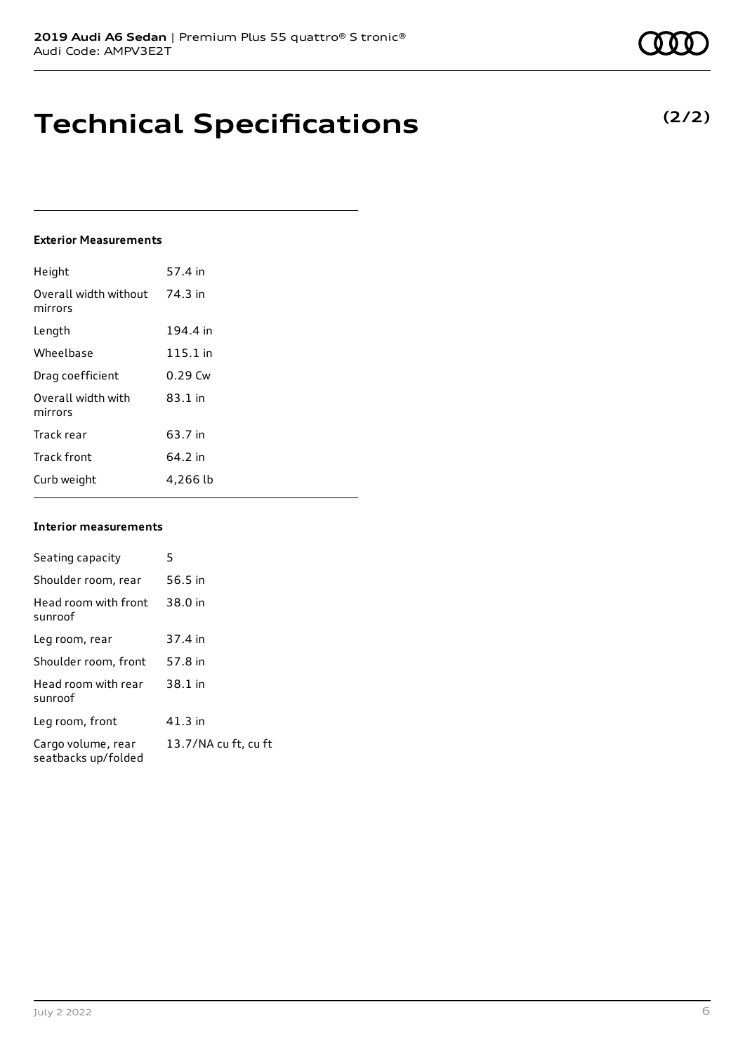# Technical Specifications

**(2/2)**

### Exterior Measurements

| | |
|---|---|
| Height | 57.4 in |
| Overall width without mirrors | 74.3 in |
| Length | 194.4 in |
| Wheelbase | 115.1 in |
| Drag coefficient | 0.29 Cw |
| Overall width with mirrors | 83.1 in |
| Track rear | 63.7 in |
| Track front | 64.2 in |
| Curb weight | 4,266 lb |

### Interior measurements

| | |
|---|---|
| Seating capacity | 5 |
| Shoulder room, rear | 56.5 in |
| Head room with front sunroof | 38.0 in |
| Leg room, rear | 37.4 in |
| Shoulder room, front | 57.8 in |
| Head room with rear sunroof | 38.1 in |
| Leg room, front | 41.3 in |
| Cargo volume, rear seatbacks up/folded | 13.7/NA cu ft, cu ft |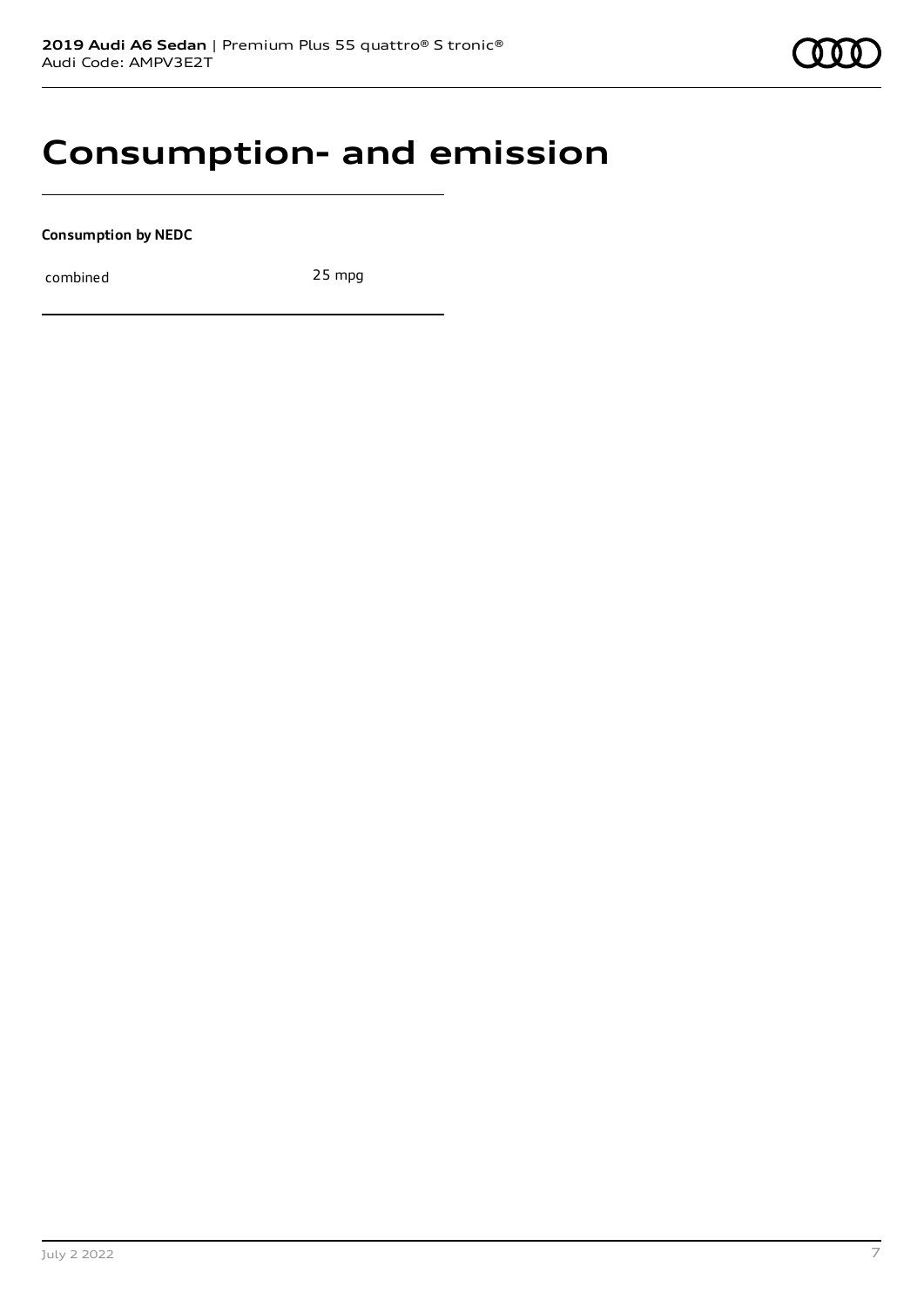# Consumption- and emission

**Consumption by NEDC**

| | |
|---|---|
| combined | 25 mpg |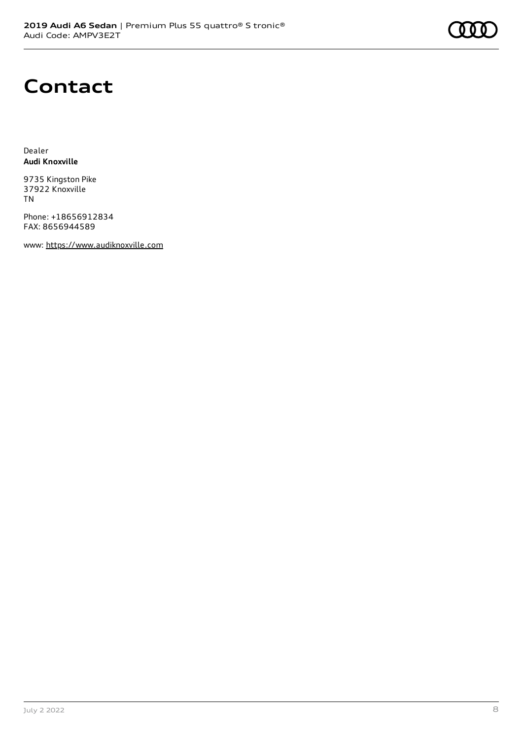# Contact

Dealer
**Audi Knoxville**

9735 Kingston Pike
37922 Knoxville
TN

Phone: +18656912834
FAX: 8656944589

www: https://www.audiknoxville.com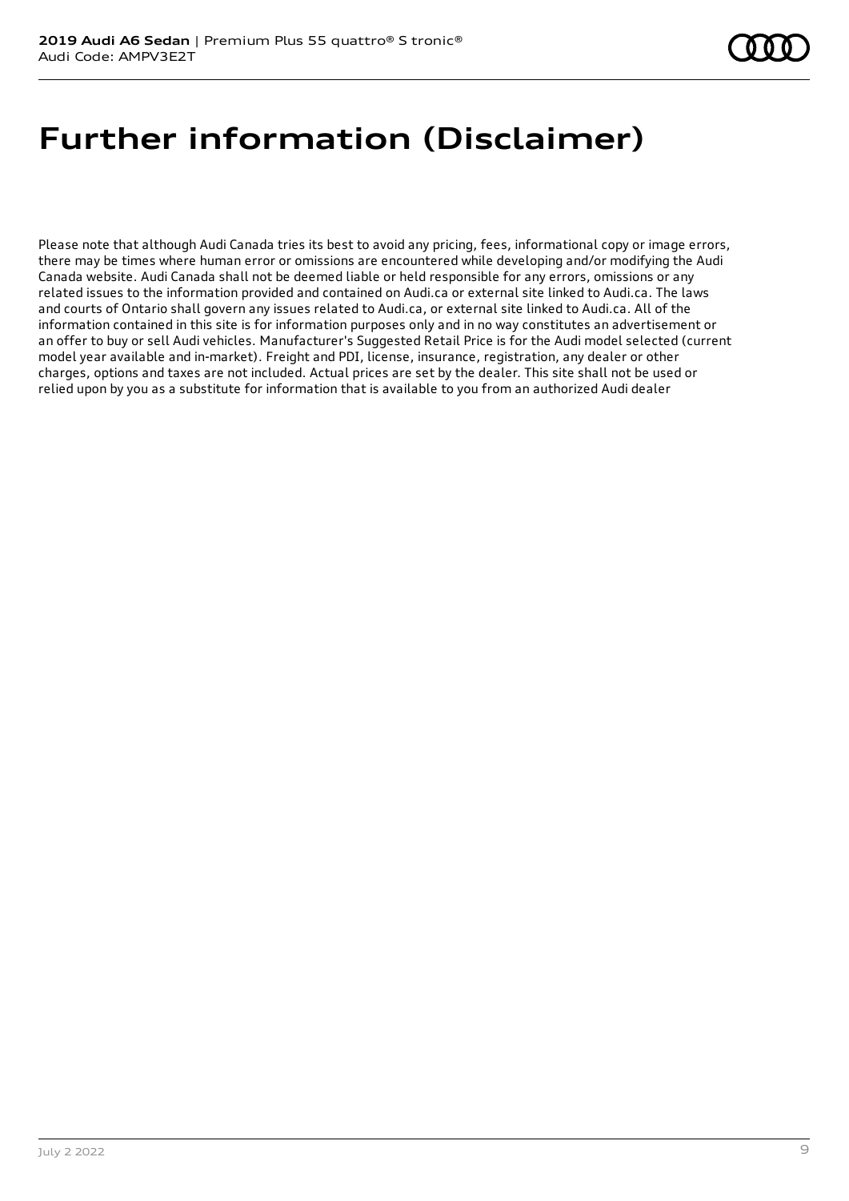# Further information (Disclaimer)

Please note that although Audi Canada tries its best to avoid any pricing, fees, informational copy or image errors, there may be times where human error or omissions are encountered while developing and/or modifying the Audi Canada website. Audi Canada shall not be deemed liable or held responsible for any errors, omissions or any related issues to the information provided and contained on Audi.ca or external site linked to Audi.ca. The laws and courts of Ontario shall govern any issues related to Audi.ca, or external site linked to Audi.ca. All of the information contained in this site is for information purposes only and in no way constitutes an advertisement or an offer to buy or sell Audi vehicles. Manufacturer's Suggested Retail Price is for the Audi model selected (current model year available and in-market). Freight and PDI, license, insurance, registration, any dealer or other charges, options and taxes are not included. Actual prices are set by the dealer. This site shall not be used or relied upon by you as a substitute for information that is available to you from an authorized Audi dealer